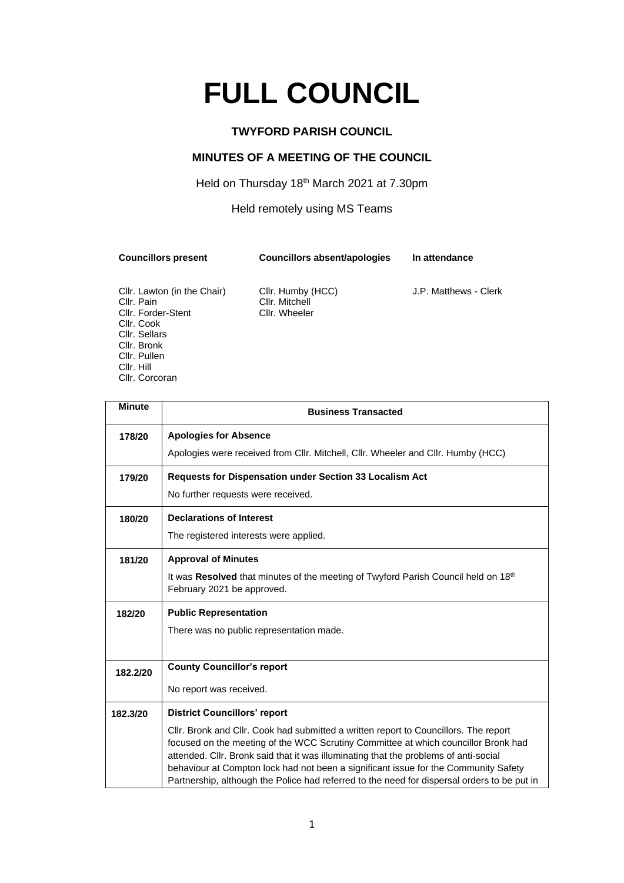# FULL COUNCIL

**TWYFORD PARISH COUNCIL**

**MINUTES OF A MEETING OF THE COUNCIL**

Held on Thursday 18th March 2021 at 7.30pm

Held remotely using MS Teams

| Councillors present | Councillors absent/apologies | In attendance |
|---|---|---|
| Cllr. Lawton (in the Chair) | Cllr. Humby (HCC) | J.P. Matthews - Clerk |
| Cllr. Pain | Cllr. Mitchell | |
| Cllr. Forder-Stent | Cllr. Wheeler | |
| Cllr. Cook | | |
| Cllr. Sellars | | |
| Cllr. Bronk | | |
| Cllr. Pullen | | |
| Cllr. Hill | | |
| Cllr. Corcoran | | |

| Minute | Business Transacted |
|---|---|
| 178/20 | **Apologies for Absence**<br>Apologies were received from Cllr. Mitchell, Cllr. Wheeler and Cllr. Humby (HCC) |
| 179/20 | **Requests for Dispensation under Section 33 Localism Act**<br>No further requests were received. |
| 180/20 | **Declarations of Interest**<br>The registered interests were applied. |
| 181/20 | **Approval of Minutes**<br>It was **Resolved** that minutes of the meeting of Twyford Parish Council held on 18th February 2021 be approved. |
| 182/20 | **Public Representation**<br>There was no public representation made. |
| 182.2/20 | **County Councillor's report**<br>No report was received. |
| 182.3/20 | **District Councillors' report**<br>Cllr. Bronk and Cllr. Cook had submitted a written report to Councillors. The report focused on the meeting of the WCC Scrutiny Committee at which councillor Bronk had attended. Cllr. Bronk said that it was illuminating that the problems of anti-social behaviour at Compton lock had not been a significant issue for the Community Safety Partnership, although the Police had referred to the need for dispersal orders to be put in |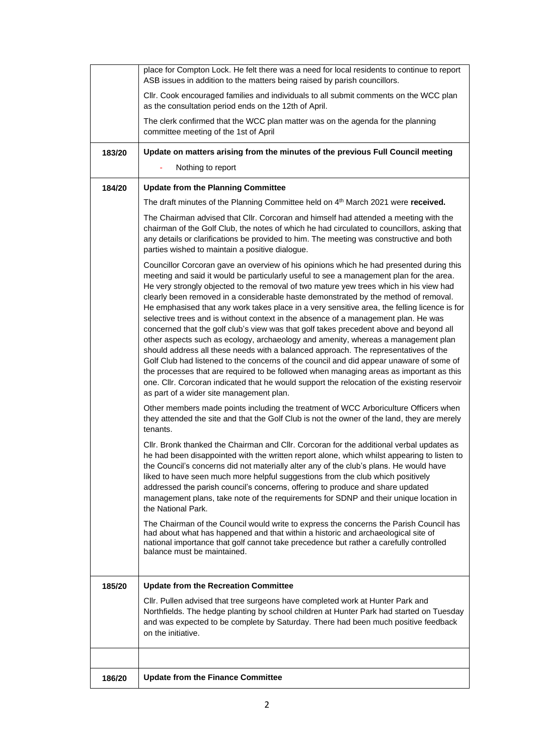| | |
|---|---|
| | place for Compton Lock. He felt there was a need for local residents to continue to report ASB issues in addition to the matters being raised by parish councillors.<br><br>Cllr. Cook encouraged families and individuals to all submit comments on the WCC plan as the consultation period ends on the 12th of April.<br><br>The clerk confirmed that the WCC plan matter was on the agenda for the planning committee meeting of the 1st of April |
| **183/20** | **Update on matters arising from the minutes of the previous Full Council meeting**<br><br>- Nothing to report |
| **184/20** | **Update from the Planning Committee**<br><br>The draft minutes of the Planning Committee held on 4th March 2021 were **received.**<br><br>The Chairman advised that Cllr. Corcoran and himself had attended a meeting with the chairman of the Golf Club, the notes of which he had circulated to councillors, asking that any details or clarifications be provided to him. The meeting was constructive and both parties wished to maintain a positive dialogue.<br><br>Councillor Corcoran gave an overview of his opinions which he had presented during this meeting and said it would be particularly useful to see a management plan for the area. He very strongly objected to the removal of two mature yew trees which in his view had clearly been removed in a considerable haste demonstrated by the method of removal. He emphasised that any work takes place in a very sensitive area, the felling licence is for selective trees and is without context in the absence of a management plan. He was concerned that the golf club's view was that golf takes precedent above and beyond all other aspects such as ecology, archaeology and amenity, whereas a management plan should address all these needs with a balanced approach. The representatives of the Golf Club had listened to the concerns of the council and did appear unaware of some of the processes that are required to be followed when managing areas as important as this one. Cllr. Corcoran indicated that he would support the relocation of the existing reservoir as part of a wider site management plan.<br><br>Other members made points including the treatment of WCC Arboriculture Officers when they attended the site and that the Golf Club is not the owner of the land, they are merely tenants.<br><br>Cllr. Bronk thanked the Chairman and Cllr. Corcoran for the additional verbal updates as he had been disappointed with the written report alone, which whilst appearing to listen to the Council's concerns did not materially alter any of the club's plans. He would have liked to have seen much more helpful suggestions from the club which positively addressed the parish council's concerns, offering to produce and share updated management plans, take note of the requirements for SDNP and their unique location in the National Park.<br><br>The Chairman of the Council would write to express the concerns the Parish Council has had about what has happened and that within a historic and archaeological site of national importance that golf cannot take precedence but rather a carefully controlled balance must be maintained. |
| **185/20** | **Update from the Recreation Committee**<br><br>Cllr. Pullen advised that tree surgeons have completed work at Hunter Park and Northfields. The hedge planting by school children at Hunter Park had started on Tuesday and was expected to be complete by Saturday. There had been much positive feedback on the initiative. |
| | |
| **186/20** | **Update from the Finance Committee** |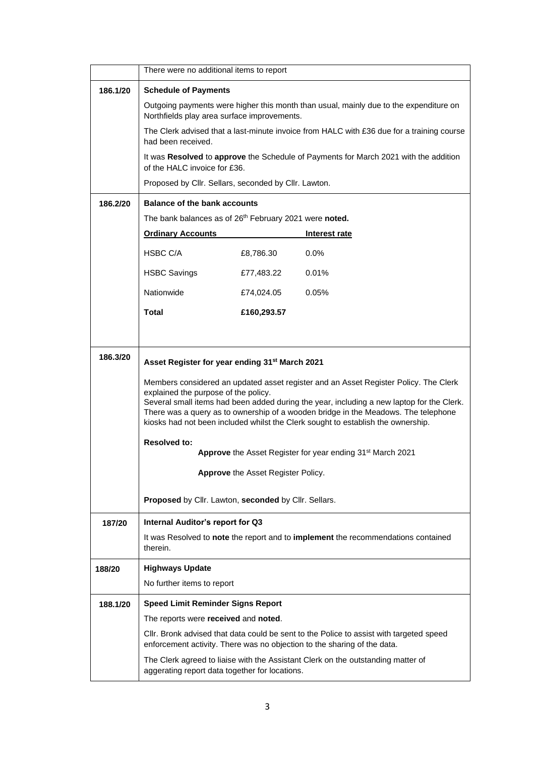| | |
|---|---|
| | There were no additional items to report |
| **186.1/20** | **Schedule of Payments**<br><br>Outgoing payments were higher this month than usual, mainly due to the expenditure on Northfields play area surface improvements.<br><br>The Clerk advised that a last-minute invoice from HALC with £36 due for a training course had been received.<br><br>It was **Resolved** to **approve** the Schedule of Payments for March 2021 with the addition of the HALC invoice for £36.<br><br>Proposed by Cllr. Sellars, seconded by Cllr. Lawton. |
| **186.2/20** | **Balance of the bank accounts**<br><br>The bank balances as of 26th February 2021 were **noted.**<br><br>**Ordinary Accounts** — **Interest rate**<br><br>HSBC C/A — £8,786.30 — 0.0%<br><br>HSBC Savings — £77,483.22 — 0.01%<br><br>Nationwide — £74,024.05 — 0.05%<br><br>**Total** — **£160,293.57** |
| **186.3/20** | **Asset Register for year ending 31st March 2021**<br><br>Members considered an updated asset register and an Asset Register Policy. The Clerk explained the purpose of the policy.<br>Several small items had been added during the year, including a new laptop for the Clerk. There was a query as to ownership of a wooden bridge in the Meadows. The telephone kiosks had not been included whilst the Clerk sought to establish the ownership.<br><br>**Resolved to:**<br>**Approve** the Asset Register for year ending 31st March 2021<br><br>**Approve** the Asset Register Policy.<br><br>**Proposed** by Cllr. Lawton, **seconded** by Cllr. Sellars. |
| **187/20** | **Internal Auditor's report for Q3**<br><br>It was Resolved to **note** the report and to **implement** the recommendations contained therein. |
| **188/20** | **Highways Update**<br><br>No further items to report |
| **188.1/20** | **Speed Limit Reminder Signs Report**<br><br>The reports were **received** and **noted**.<br><br>Cllr. Bronk advised that data could be sent to the Police to assist with targeted speed enforcement activity. There was no objection to the sharing of the data.<br><br>The Clerk agreed to liaise with the Assistant Clerk on the outstanding matter of aggerating report data together for locations. |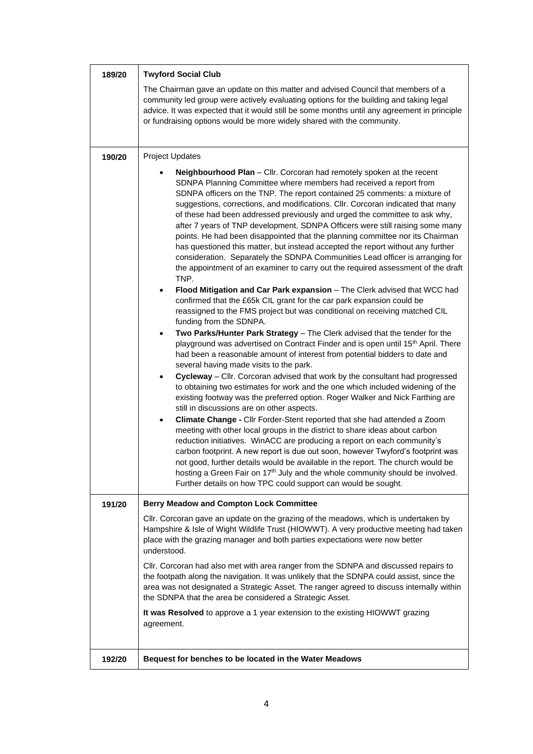| | |
|---|---|
| **189/20** | **Twyford Social Club**<br><br>The Chairman gave an update on this matter and advised Council that members of a community led group were actively evaluating options for the building and taking legal advice. It was expected that it would still be some months until any agreement in principle or fundraising options would be more widely shared with the community. |
| **190/20** | Project Updates<br><br>• **Neighbourhood Plan** – Cllr. Corcoran had remotely spoken at the recent SDNPA Planning Committee where members had received a report from SDNPA officers on the TNP. The report contained 25 comments: a mixture of suggestions, corrections, and modifications. Cllr. Corcoran indicated that many of these had been addressed previously and urged the committee to ask why, after 7 years of TNP development, SDNPA Officers were still raising some many points. He had been disappointed that the planning committee nor its Chairman has questioned this matter, but instead accepted the report without any further consideration. Separately the SDNPA Communities Lead officer is arranging for the appointment of an examiner to carry out the required assessment of the draft TNP.<br>• **Flood Mitigation and Car Park expansion** – The Clerk advised that WCC had confirmed that the £65k CIL grant for the car park expansion could be reassigned to the FMS project but was conditional on receiving matched CIL funding from the SDNPA.<br>• **Two Parks/Hunter Park Strategy** – The Clerk advised that the tender for the playground was advertised on Contract Finder and is open until 15th April. There had been a reasonable amount of interest from potential bidders to date and several having made visits to the park.<br>• **Cycleway** – Cllr. Corcoran advised that work by the consultant had progressed to obtaining two estimates for work and the one which included widening of the existing footway was the preferred option. Roger Walker and Nick Farthing are still in discussions are on other aspects.<br>• **Climate Change -** Cllr Forder-Stent reported that she had attended a Zoom meeting with other local groups in the district to share ideas about carbon reduction initiatives. WinACC are producing a report on each community's carbon footprint. A new report is due out soon, however Twyford's footprint was not good, further details would be available in the report. The church would be hosting a Green Fair on 17th July and the whole community should be involved. Further details on how TPC could support can would be sought. |
| **191/20** | **Berry Meadow and Compton Lock Committee**<br><br>Cllr. Corcoran gave an update on the grazing of the meadows, which is undertaken by Hampshire & Isle of Wight Wildlife Trust (HIOWWT). A very productive meeting had taken place with the grazing manager and both parties expectations were now better understood.<br><br>Cllr. Corcoran had also met with area ranger from the SDNPA and discussed repairs to the footpath along the navigation. It was unlikely that the SDNPA could assist, since the area was not designated a Strategic Asset. The ranger agreed to discuss internally within the SDNPA that the area be considered a Strategic Asset.<br><br>**It was Resolved** to approve a 1 year extension to the existing HIOWWT grazing agreement. |
| **192/20** | **Bequest for benches to be located in the Water Meadows** |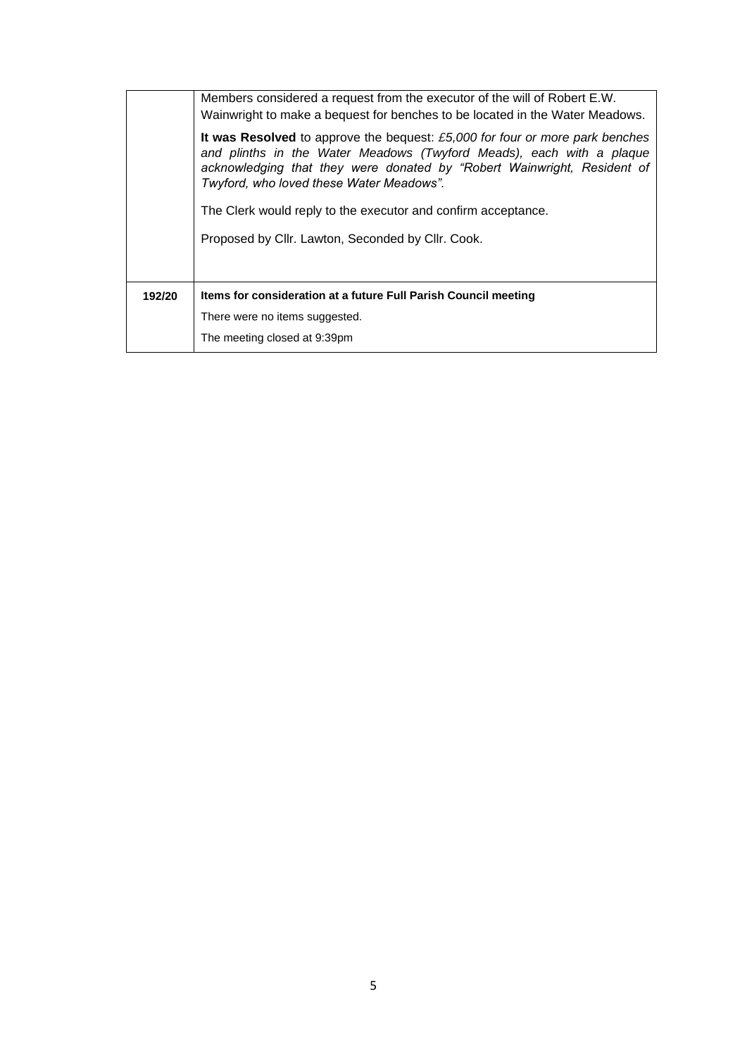| | |
|---|---|
| | Members considered a request from the executor of the will of Robert E.W. Wainwright to make a bequest for benches to be located in the Water Meadows.<br><br>**It was Resolved** to approve the bequest: *£5,000 for four or more park benches and plinths in the Water Meadows (Twyford Meads), each with a plaque acknowledging that they were donated by "Robert Wainwright, Resident of Twyford, who loved these Water Meadows".*<br><br>The Clerk would reply to the executor and confirm acceptance.<br><br>Proposed by Cllr. Lawton, Seconded by Cllr. Cook. |
| **192/20** | **Items for consideration at a future Full Parish Council meeting**<br><br>There were no items suggested.<br><br>The meeting closed at 9:39pm |